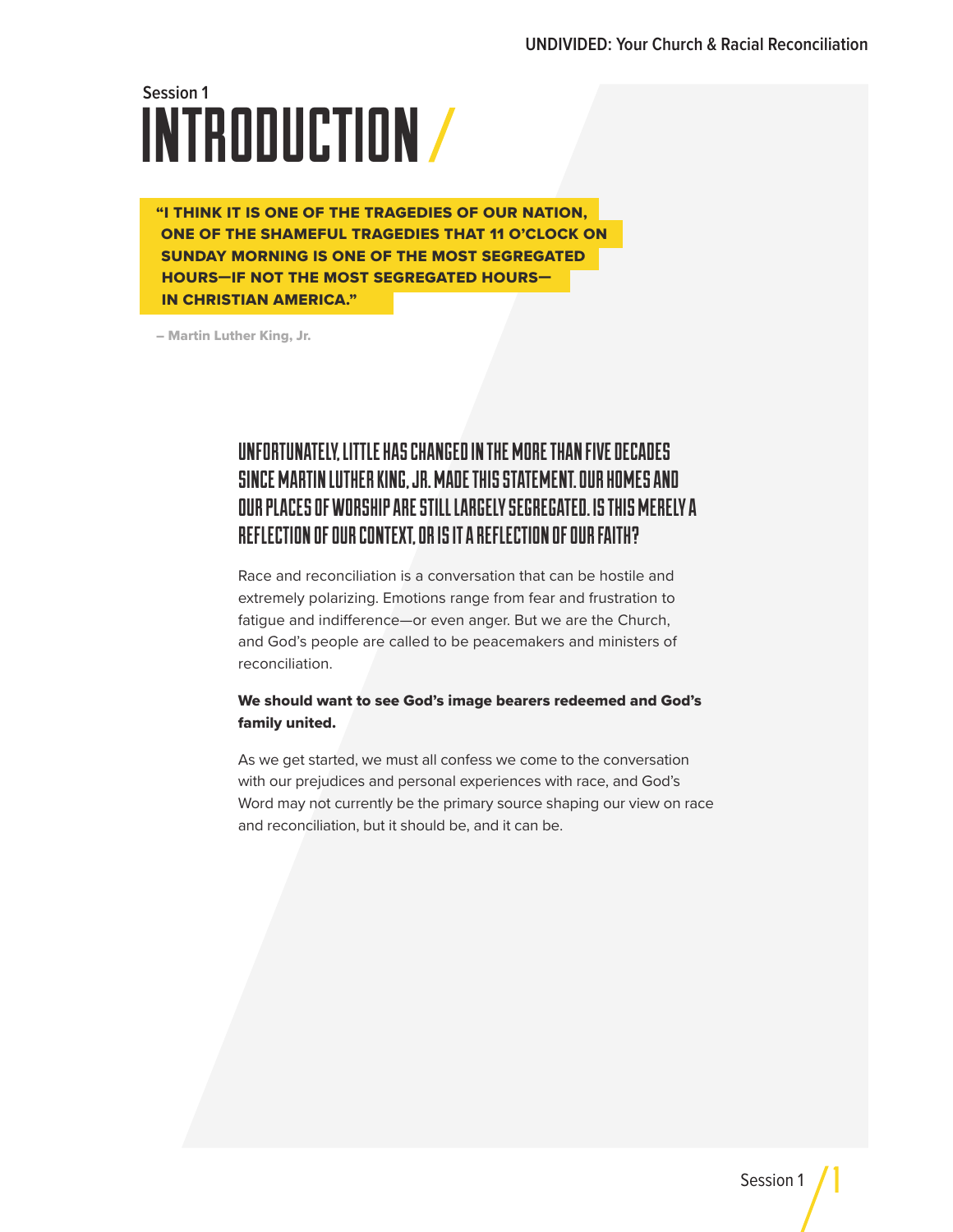Session 1

# INTRODUCTION /

> **"I THINK IT IS ONE OF THE TRAGEDIES OF OUR NATION, ONE OF THE SHAMEFUL TRAGEDIES THAT 11 O'CLOCK ON SUNDAY MORNING IS ONE OF THE MOST SEGREGATED HOURS—IF NOT THE MOST SEGREGATED HOURS—IN CHRISTIAN AMERICA."**
>
> – Martin Luther King, Jr.

## UNFORTUNATELY, LITTLE HAS CHANGED IN THE MORE THAN FIVE DECADES SINCE MARTIN LUTHER KING, JR. MADE THIS STATEMENT. OUR HOMES AND OUR PLACES OF WORSHIP ARE STILL LARGELY SEGREGATED. IS THIS MERELY A REFLECTION OF OUR CONTEXT, OR IS IT A REFLECTION OF OUR FAITH?

Race and reconciliation is a conversation that can be hostile and extremely polarizing. Emotions range from fear and frustration to fatigue and indifference—or even anger. But we are the Church, and God's people are called to be peacemakers and ministers of reconciliation.

**We should want to see God's image bearers redeemed and God's family united.**

As we get started, we must all confess we come to the conversation with our prejudices and personal experiences with race, and God's Word may not currently be the primary source shaping our view on race and reconciliation, but it should be, and it can be.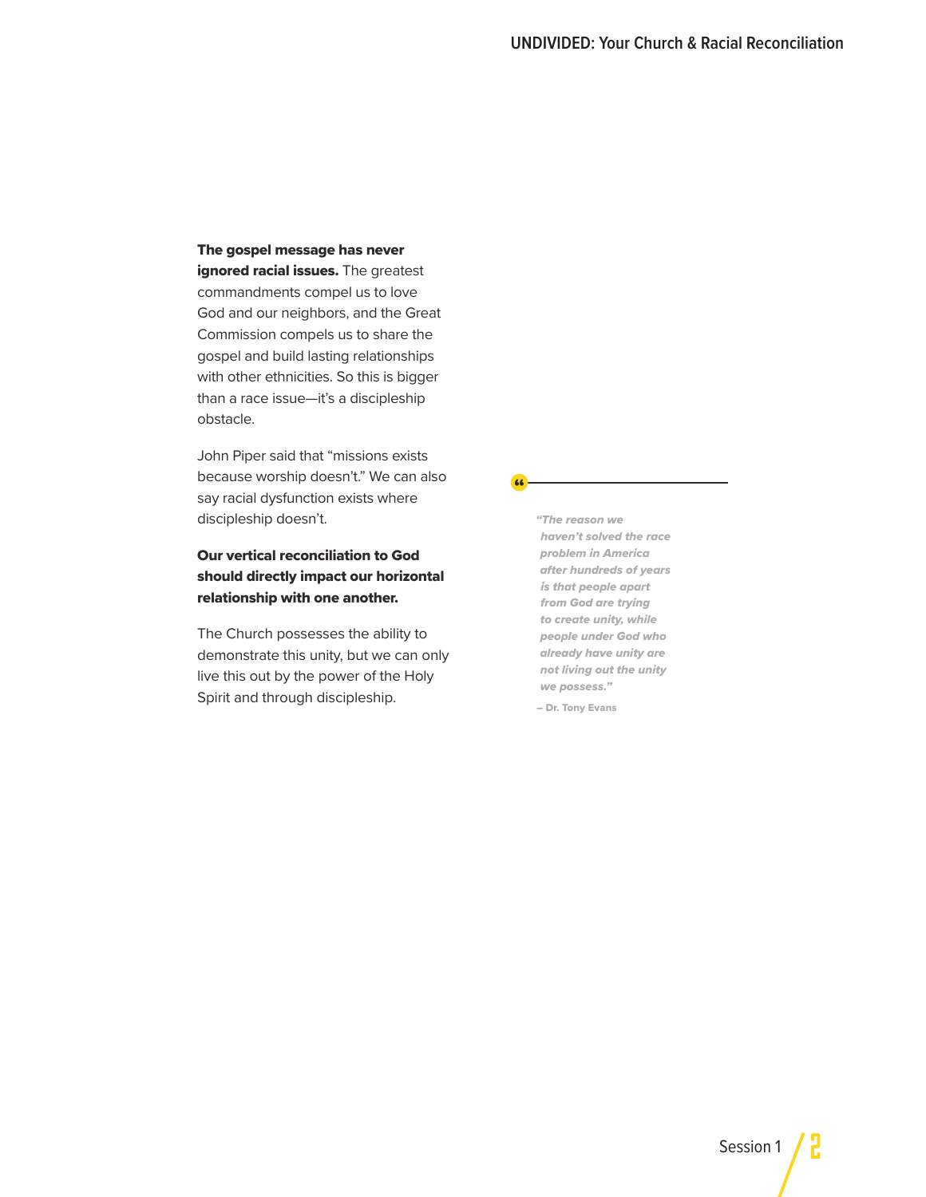**The gospel message has never ignored racial issues.** The greatest commandments compel us to love God and our neighbors, and the Great Commission compels us to share the gospel and build lasting relationships with other ethnicities. So this is bigger than a race issue—it's a discipleship obstacle.

John Piper said that "missions exists because worship doesn't." We can also say racial dysfunction exists where discipleship doesn't.

**Our vertical reconciliation to God should directly impact our horizontal relationship with one another.**

The Church possesses the ability to demonstrate this unity, but we can only live this out by the power of the Holy Spirit and through discipleship.

> ***"The reason we haven't solved the race problem in America after hundreds of years is that people apart from God are trying to create unity, while people under God who already have unity are not living out the unity we possess."***
>
> **– Dr. Tony Evans**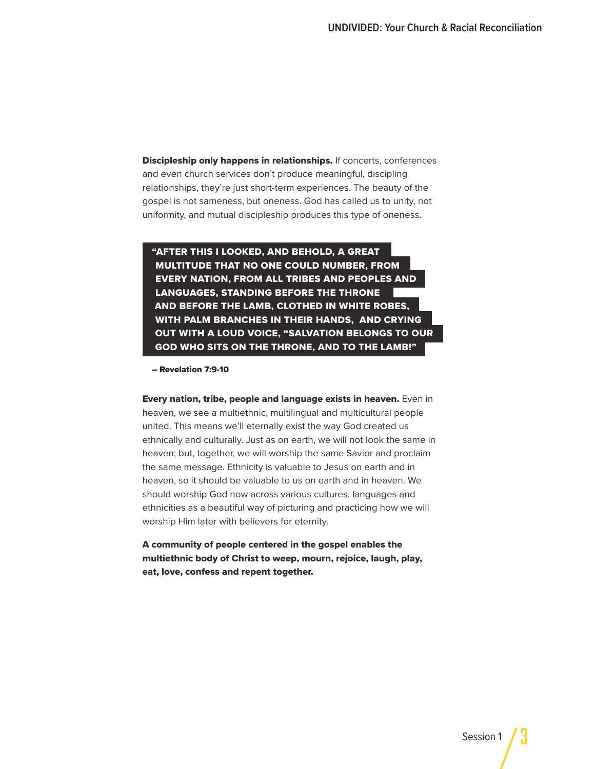**Discipleship only happens in relationships.** If concerts, conferences and even church services don't produce meaningful, discipling relationships, they're just short-term experiences. The beauty of the gospel is not sameness, but oneness. God has called us to unity, not uniformity, and mutual discipleship produces this type of oneness.

> **"AFTER THIS I LOOKED, AND BEHOLD, A GREAT MULTITUDE THAT NO ONE COULD NUMBER, FROM EVERY NATION, FROM ALL TRIBES AND PEOPLES AND LANGUAGES, STANDING BEFORE THE THRONE AND BEFORE THE LAMB, CLOTHED IN WHITE ROBES, WITH PALM BRANCHES IN THEIR HANDS, AND CRYING OUT WITH A LOUD VOICE, "SALVATION BELONGS TO OUR GOD WHO SITS ON THE THRONE, AND TO THE LAMB!"**
>
> **– Revelation 7:9-10**

**Every nation, tribe, people and language exists in heaven.** Even in heaven, we see a multiethnic, multilingual and multicultural people united. This means we'll eternally exist the way God created us ethnically and culturally. Just as on earth, we will not look the same in heaven; but, together, we will worship the same Savior and proclaim the same message. Ethnicity is valuable to Jesus on earth and in heaven, so it should be valuable to us on earth and in heaven. We should worship God now across various cultures, languages and ethnicities as a beautiful way of picturing and practicing how we will worship Him later with believers for eternity.

**A community of people centered in the gospel enables the multiethnic body of Christ to weep, mourn, rejoice, laugh, play, eat, love, confess and repent together.**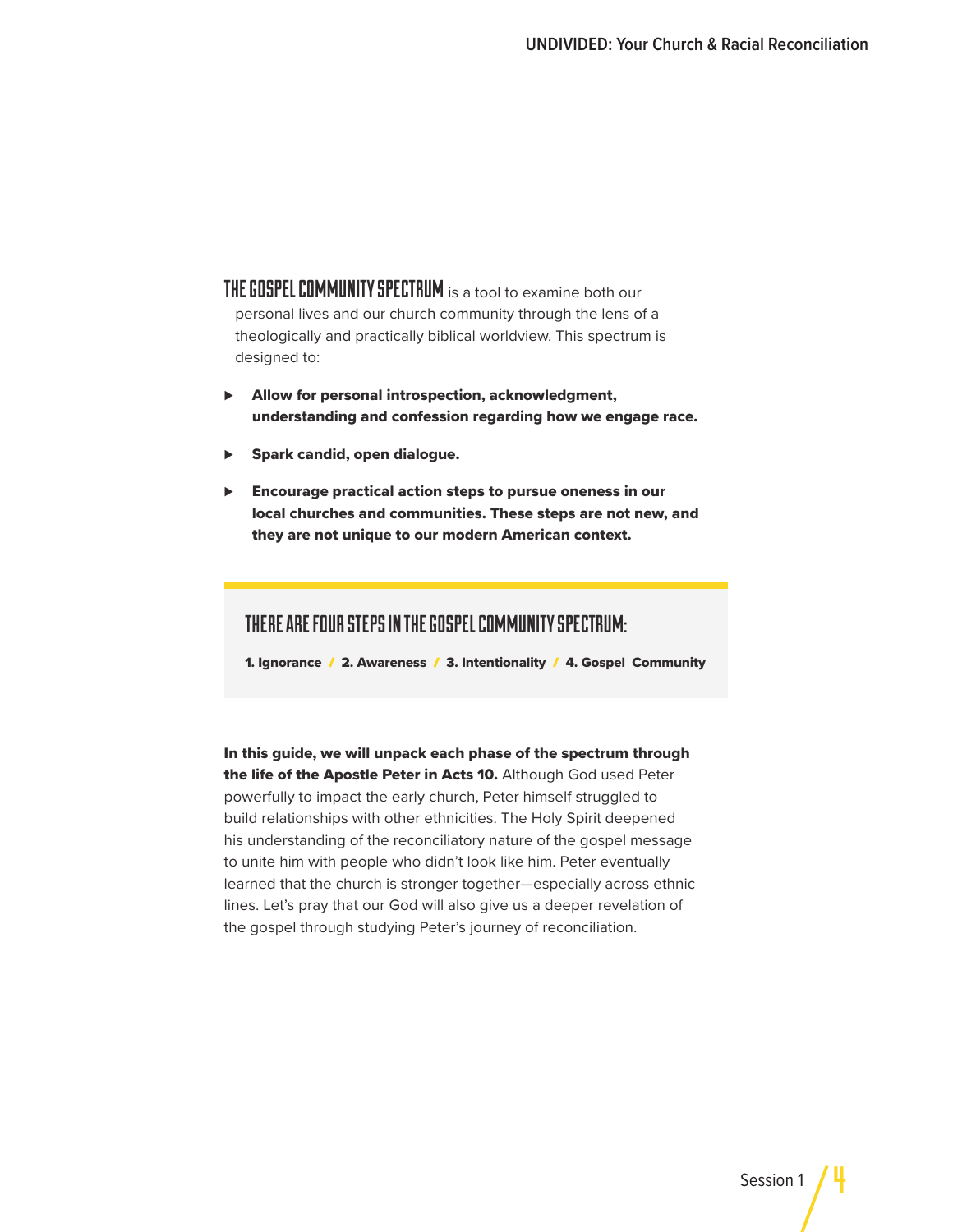**THE GOSPEL COMMUNITY SPECTRUM** is a tool to examine both our personal lives and our church community through the lens of a theologically and practically biblical worldview. This spectrum is designed to:

- **Allow for personal introspection, acknowledgment, understanding and confession regarding how we engage race.**
- **Spark candid, open dialogue.**
- **Encourage practical action steps to pursue oneness in our local churches and communities. These steps are not new, and they are not unique to our modern American context.**

## THERE ARE FOUR STEPS IN THE GOSPEL COMMUNITY SPECTRUM:

**1. Ignorance / 2. Awareness / 3. Intentionality / 4. Gospel Community**

**In this guide, we will unpack each phase of the spectrum through the life of the Apostle Peter in Acts 10.** Although God used Peter powerfully to impact the early church, Peter himself struggled to build relationships with other ethnicities. The Holy Spirit deepened his understanding of the reconciliatory nature of the gospel message to unite him with people who didn't look like him. Peter eventually learned that the church is stronger together—especially across ethnic lines. Let's pray that our God will also give us a deeper revelation of the gospel through studying Peter's journey of reconciliation.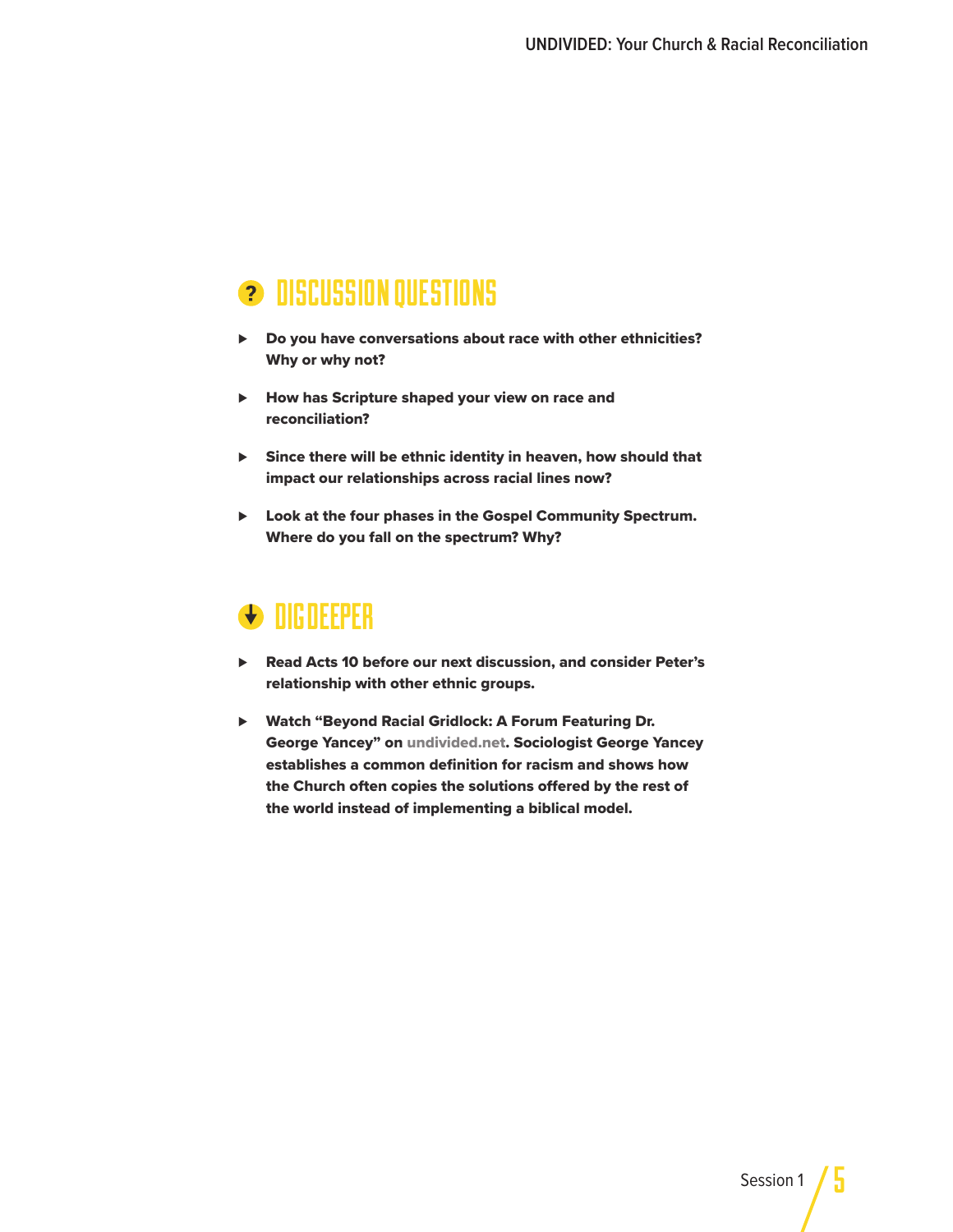## DISCUSSION QUESTIONS

- **Do you have conversations about race with other ethnicities? Why or why not?**
- **How has Scripture shaped your view on race and reconciliation?**
- **Since there will be ethnic identity in heaven, how should that impact our relationships across racial lines now?**
- **Look at the four phases in the Gospel Community Spectrum. Where do you fall on the spectrum? Why?**

## DIG DEEPER

- **Read Acts 10 before our next discussion, and consider Peter's relationship with other ethnic groups.**
- **Watch "Beyond Racial Gridlock: A Forum Featuring Dr. George Yancey" on undivided.net. Sociologist George Yancey establishes a common definition for racism and shows how the Church often copies the solutions offered by the rest of the world instead of implementing a biblical model.**